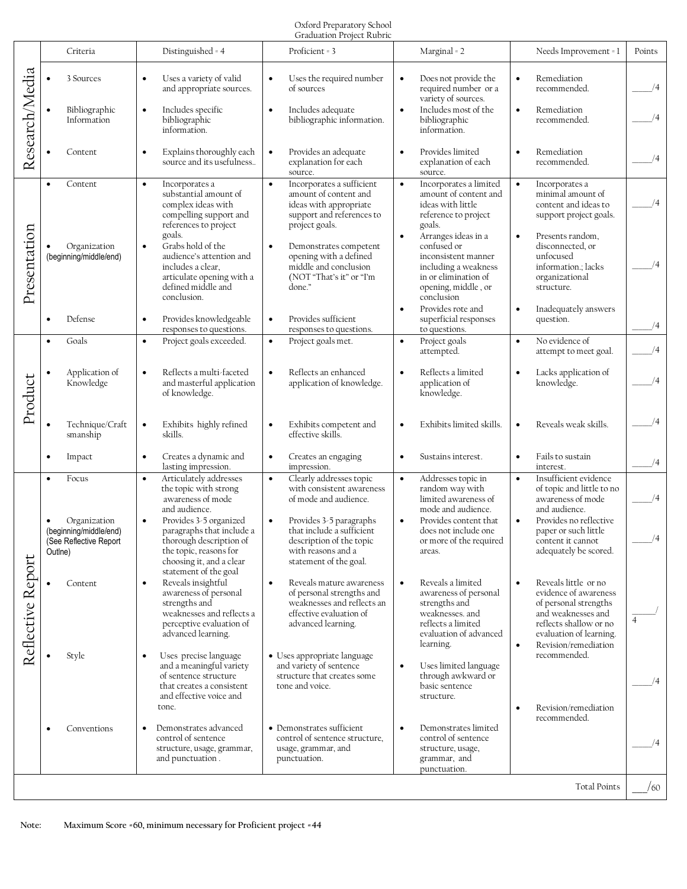# Oxford Preparatory School
## Graduation Project Rubric

| | Criteria | Distinguished = 4 | Proficient = 3 | Marginal = 2 | Needs Improvement = 1 | Points |
|---|---|---|---|---|---|---|
| Research/Media | 3 Sources | Uses a variety of valid and appropriate sources. | Uses the required number of sources | Does not provide the required number or a variety of sources. | Remediation recommended. | ____/4 |
| | Bibliographic Information | Includes specific bibliographic information. | Includes adequate bibliographic information. | Includes most of the bibliographic information. | Remediation recommended. | ____/4 |
| | Content | Explains thoroughly each source and its usefulness.. | Provides an adequate explanation for each source. | Provides limited explanation of each source. | Remediation recommended. | ____/4 |
| Presentation | Content | Incorporates a substantial amount of complex ideas with compelling support and references to project goals. | Incorporates a sufficient amount of content and ideas with appropriate support and references to project goals. | Incorporates a limited amount of content and ideas with little reference to project goals. | Incorporates a minimal amount of content and ideas to support project goals. | ____/4 |
| | Organization (beginning/middle/end) | Grabs hold of the audience's attention and includes a clear, articulate opening with a defined middle and conclusion. | Demonstrates competent opening with a defined middle and conclusion (NOT "That's it" or "I'm done." | Arranges ideas in a confused or inconsistent manner including a weakness in or elimination of opening, middle , or conclusion | Presents random, disconnected, or unfocused information.; lacks organizational structure. | ____/4 |
| | Defense | Provides knowledgeable responses to questions. | Provides sufficient responses to questions. | Provides rote and superficial responses to questions. | Inadequately answers question. | ____/4 |
| Product | Goals | Project goals exceeded. | Project goals met. | Project goals attempted. | No evidence of attempt to meet goal. | ____/4 |
| | Application of Knowledge | Reflects a multi-faceted and masterful application of knowledge. | Reflects an enhanced application of knowledge. | Reflects a limited application of knowledge. | Lacks application of knowledge. | ____/4 |
| | Technique/Craftsmanship | Exhibits highly refined skills. | Exhibits competent and effective skills. | Exhibits limited skills. | Reveals weak skills. | ____/4 |
| | Impact | Creates a dynamic and lasting impression. | Creates an engaging impression. | Sustains interest. | Fails to sustain interest. | ____/4 |
| Reflective Report | Focus | Articulately addresses the topic with strong awareness of mode and audience. | Clearly addresses topic with consistent awareness of mode and audience. | Addresses topic in random way with limited awareness of mode and audience. | Insufficient evidence of topic and little to no awareness of mode and audience. | ____/4 |
| | Organization (beginning/middle/end) (See Reflective Report Outlne) | Provides 3-5 organized paragraphs that include a thorough description of the topic, reasons for choosing it, and a clear statement of the goal | Provides 3-5 paragraphs that include a sufficient description of the topic with reasons and a statement of the goal. | Provides content that does not include one or more of the required areas. | Provides no reflective paper or such little content it cannot adequately be scored. | ____/4 |
| | Content | Reveals insightful awareness of personal strengths and weaknesses and reflects a perceptive evaluation of advanced learning. | Reveals mature awareness of personal strengths and weaknesses and reflects an effective evaluation of advanced learning. | Reveals a limited awareness of personal strengths and weaknesses. and reflects a limited evaluation of advanced learning. | Reveals little or no evidence of awareness of personal strengths and weaknesses and reflects shallow or no evaluation of learning. Revision/remediation recommended. | ____/4 |
| | Style | Uses precise language and a meaningful variety of sentence structure that creates a consistent and effective voice and tone. | Uses appropriate language and variety of sentence structure that creates some tone and voice. | Uses limited language through awkward or basic sentence structure. | Revision/remediation recommended. | ____/4 |
| | Conventions | Demonstrates advanced control of sentence structure, usage, grammar, and punctuation . | Demonstrates sufficient control of sentence structure, usage, grammar, and punctuation. | Demonstrates limited control of sentence structure, usage, grammar, and punctuation. | | ____/4 |
| | | | | | Total Points | ____/60 |

Note: **Maximum Score =60, minimum necessary for Proficient project =44**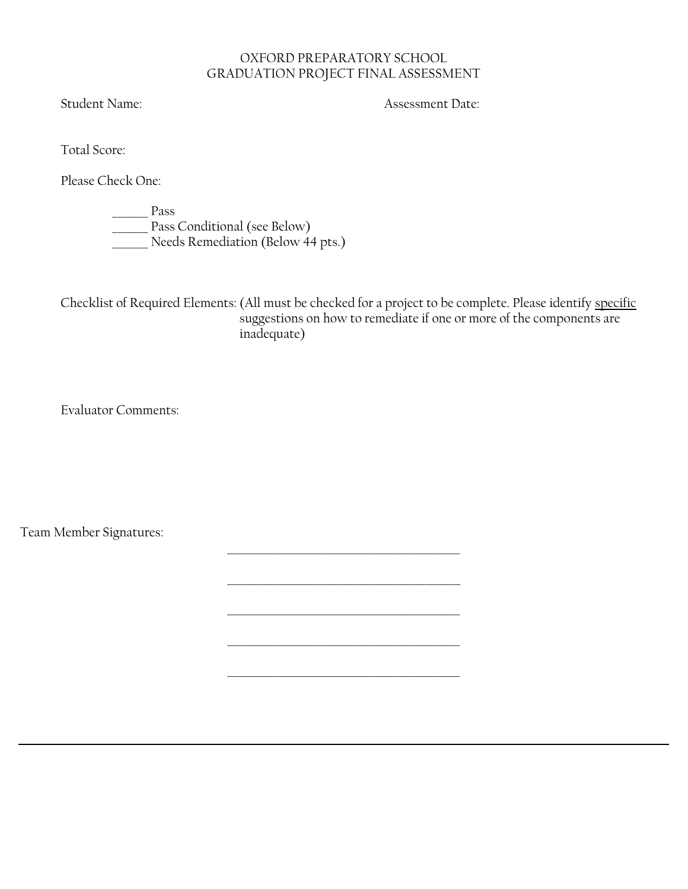OXFORD PREPARATORY SCHOOL
GRADUATION PROJECT FINAL ASSESSMENT

Student Name: Assessment Date:

Total Score:

Please Check One:

______ Pass
______ Pass Conditional (see Below)
______ Needs Remediation (Below 44 pts.)

Checklist of Required Elements: (All must be checked for a project to be complete. Please identify <u>specific</u> suggestions on how to remediate if one or more of the components are inadequate)

Evaluator Comments:

Team Member Signatures:

____________________________________

____________________________________

____________________________________

____________________________________

____________________________________

---